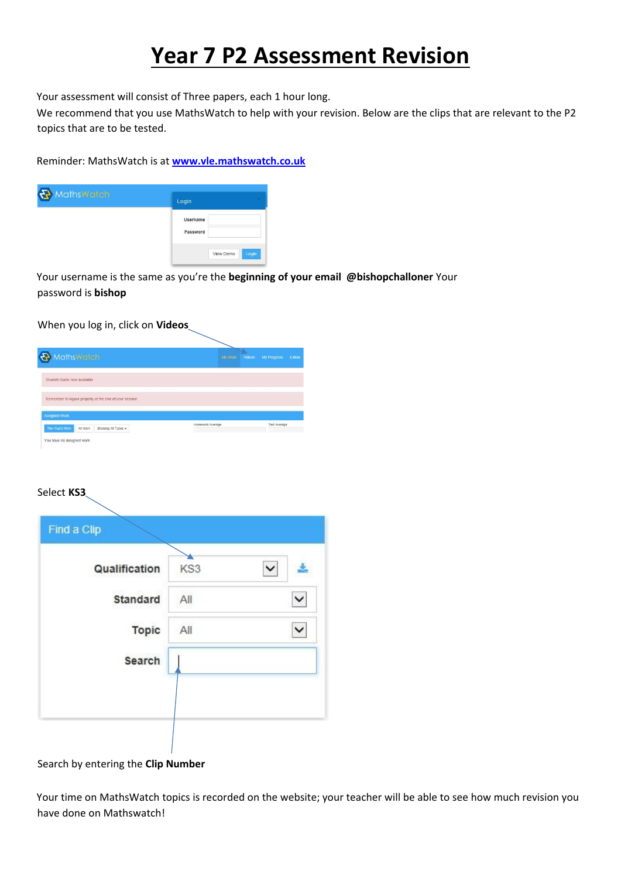# Year 7 P2 Assessment Revision

Your assessment will consist of Three papers, each 1 hour long.
We recommend that you use MathsWatch to help with your revision. Below are the clips that are relevant to the P2 topics that are to be tested.

Reminder: MathsWatch is at [www.vle.mathswatch.co.uk](http://www.vle.mathswatch.co.uk)

Your username is the same as you're the **beginning of your email @bishopchalloner** Your password is **bishop**

When you log in, click on **Videos**

Select **KS3**

Search by entering the **Clip Number**

Your time on MathsWatch topics is recorded on the website; your teacher will be able to see how much revision you have done on Mathswatch!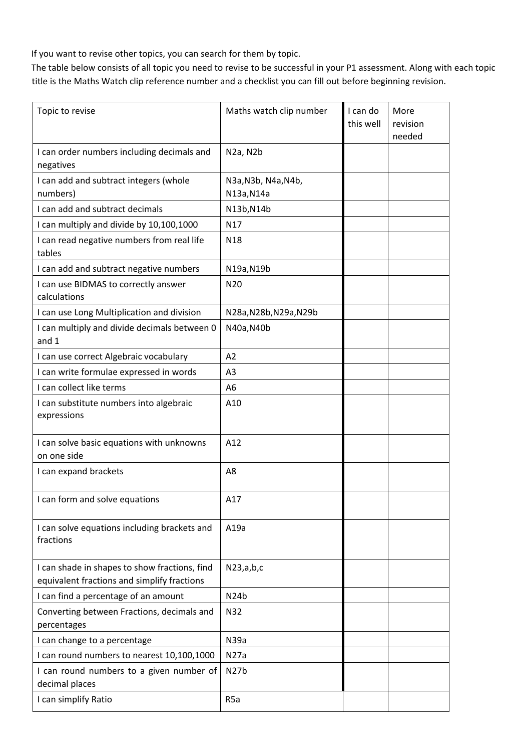If you want to revise other topics, you can search for them by topic.
The table below consists of all topic you need to revise to be successful in your P1 assessment. Along with each topic title is the Maths Watch clip reference number and a checklist you can fill out before beginning revision.

| Topic to revise | Maths watch clip number | I can do this well | More revision needed |
|---|---|---|---|
| I can order numbers including decimals and negatives | N2a, N2b | | |
| I can add and subtract integers (whole numbers) | N3a,N3b, N4a,N4b, N13a,N14a | | |
| I can add and subtract decimals | N13b,N14b | | |
| I can multiply and divide by 10,100,1000 | N17 | | |
| I can read negative numbers from real life tables | N18 | | |
| I can add and subtract negative numbers | N19a,N19b | | |
| I can use BIDMAS to correctly answer calculations | N20 | | |
| I can use Long Multiplication and division | N28a,N28b,N29a,N29b | | |
| I can multiply and divide decimals between 0 and 1 | N40a,N40b | | |
| I can use correct Algebraic vocabulary | A2 | | |
| I can write formulae expressed in words | A3 | | |
| I can collect like terms | A6 | | |
| I can substitute numbers into algebraic expressions | A10 | | |
| I can solve basic equations with unknowns on one side | A12 | | |
| I can expand brackets | A8 | | |
| I can form and solve equations | A17 | | |
| I can solve equations including brackets and fractions | A19a | | |
| I can shade in shapes to show fractions, find equivalent fractions and simplify fractions | N23,a,b,c | | |
| I can find a percentage of an amount | N24b | | |
| Converting between Fractions, decimals and percentages | N32 | | |
| I can change to a percentage | N39a | | |
| I can round numbers to nearest 10,100,1000 | N27a | | |
| I can round numbers to a given number of decimal places | N27b | | |
| I can simplify Ratio | R5a | | |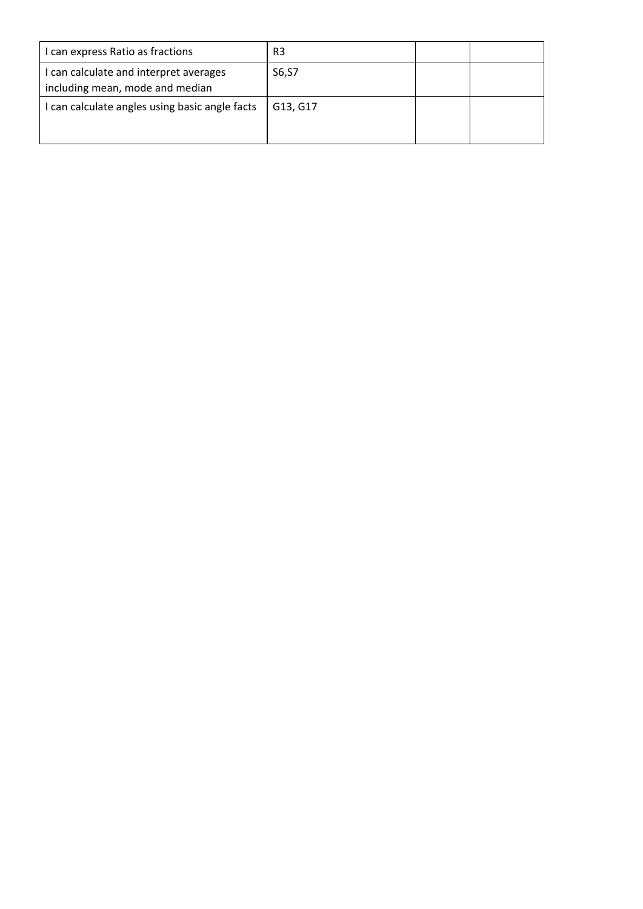| | | | |
|---|---|---|---|
| I can express Ratio as fractions | R3 | | |
| I can calculate and interpret averages including mean, mode and median | S6,S7 | | |
| I can calculate angles using basic angle facts | G13, G17 | | |